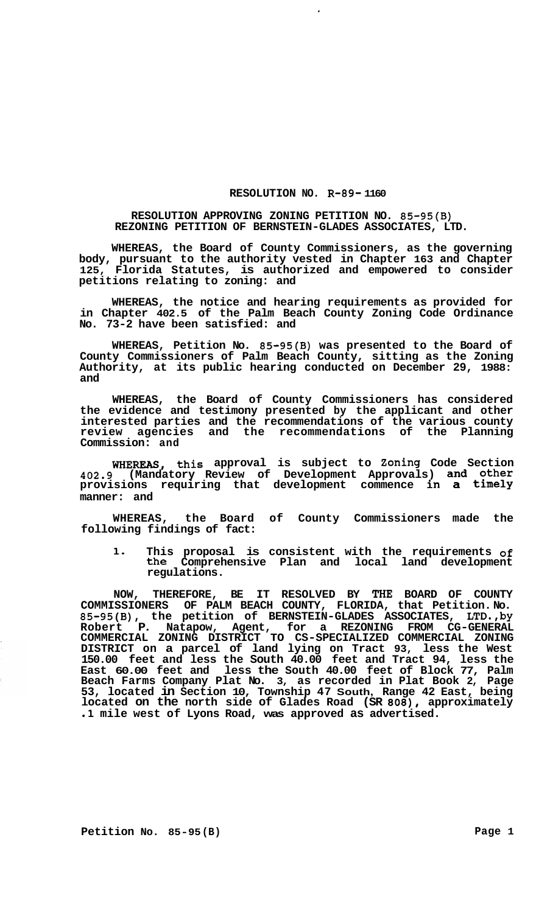# RESOLUTION NO. R-89-1160

## RESOLUTION APPROVING ZONING PETITION NO. 85-95(B) REZONING PETITION OF BERNSTEIN-GLADES ASSOCIATES, LTD.

**WHEREAS, the Board of County Commissioners, as the governing body, pursuant to the authority vested in Chapter 163 and Chapter 125, Florida Statutes, is authorized and empowered to consider petitions relating to zoning: and**

**WHEREAS, the notice and hearing requirements as provided for in Chapter 402.5 of the Palm Beach County Zoning Code Ordinance No. 73-2 have been satisfied: and**

**WHEREAS, Petition No. 85-95(B) was presented to the Board of County Commissioners of Palm Beach County, sitting as the Zoning Authority, at its public hearing conducted on December 29, 1988: and**

**WHEREAS, the Board of County Commissioners has considered the evidence and testimony presented by the applicant and other interested parties and the recommendations of the various county review agencies and the recommendations of the Planning Commission: and**

**WHEREAS, this approval is subject to Zoning Code Section 402.9 (Mandatory Review of Development Approvals) and other provisions requiring that development commence in a timely manner: and**

**WHEREAS, the Board of County Commissioners made the following findings of fact:**

1. **This proposal is consistent with the requirements of the Comprehensive Plan and local land development regulations.**

**NOW, THEREFORE, BE IT RESOLVED BY THE BOARD OF COUNTY COMMISSIONERS OF PALM BEACH COUNTY, FLORIDA, that Petition. No. 85-95(B), the petition of BERNSTEIN-GLADES ASSOCIATES, LTD.,by Robert P. Natapow, Agent, for a REZONING FROM CG-GENERAL COMMERCIAL ZONING DISTRICT TO CS-SPECIALIZED COMMERCIAL ZONING DISTRICT on a parcel of land lying on Tract 93, less the West 150.00 feet and less the South 40.00 feet and Tract 94, less the East 60.00 feet and less the South 40.00 feet of Block 77, Palm Beach Farms Company Plat No. 3, as recorded in Plat Book 2, Page 53, located in Section 10, Township 47 South, Range 42 East, being located on the north side of Glades Road (SR 808), approximately .1 mile west of Lyons Road, was approved as advertised.**

**Petition No. 85-95(B)**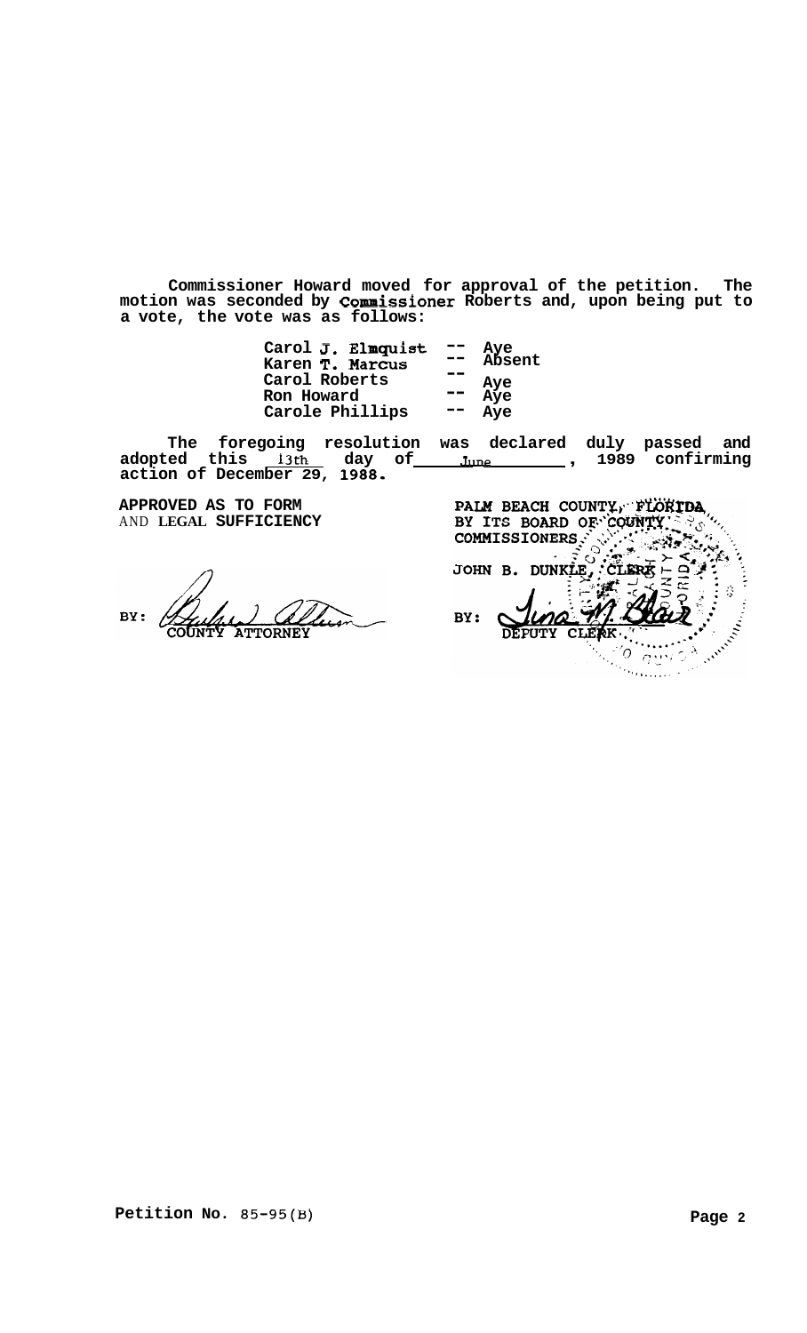Commissioner Howard moved for approval of the petition. The motion was seconded by Commissioner Roberts and, upon being put to a vote, the vote was as follows:

| | | |
|---|---|---|
| Carol J. Elmquist | -- | Aye |
| Karen T. Marcus | -- | Absent |
| Carol Roberts | -- | Aye |
| Ron Howard | -- | Aye |
| Carole Phillips | -- | Aye |

The foregoing resolution was declared duly passed and adopted this 13th day of June, 1989 confirming action of December 29, 1988.

APPROVED AS TO FORM
AND LEGAL SUFFICIENCY

BY: COUNTY ATTORNEY

PALM BEACH COUNTY, FLORIDA
BY ITS BOARD OF COUNTY
COMMISSIONERS

JOHN B. DUNKLE, CLERK

BY: DEPUTY CLERK

Petition No. 85-95(B)